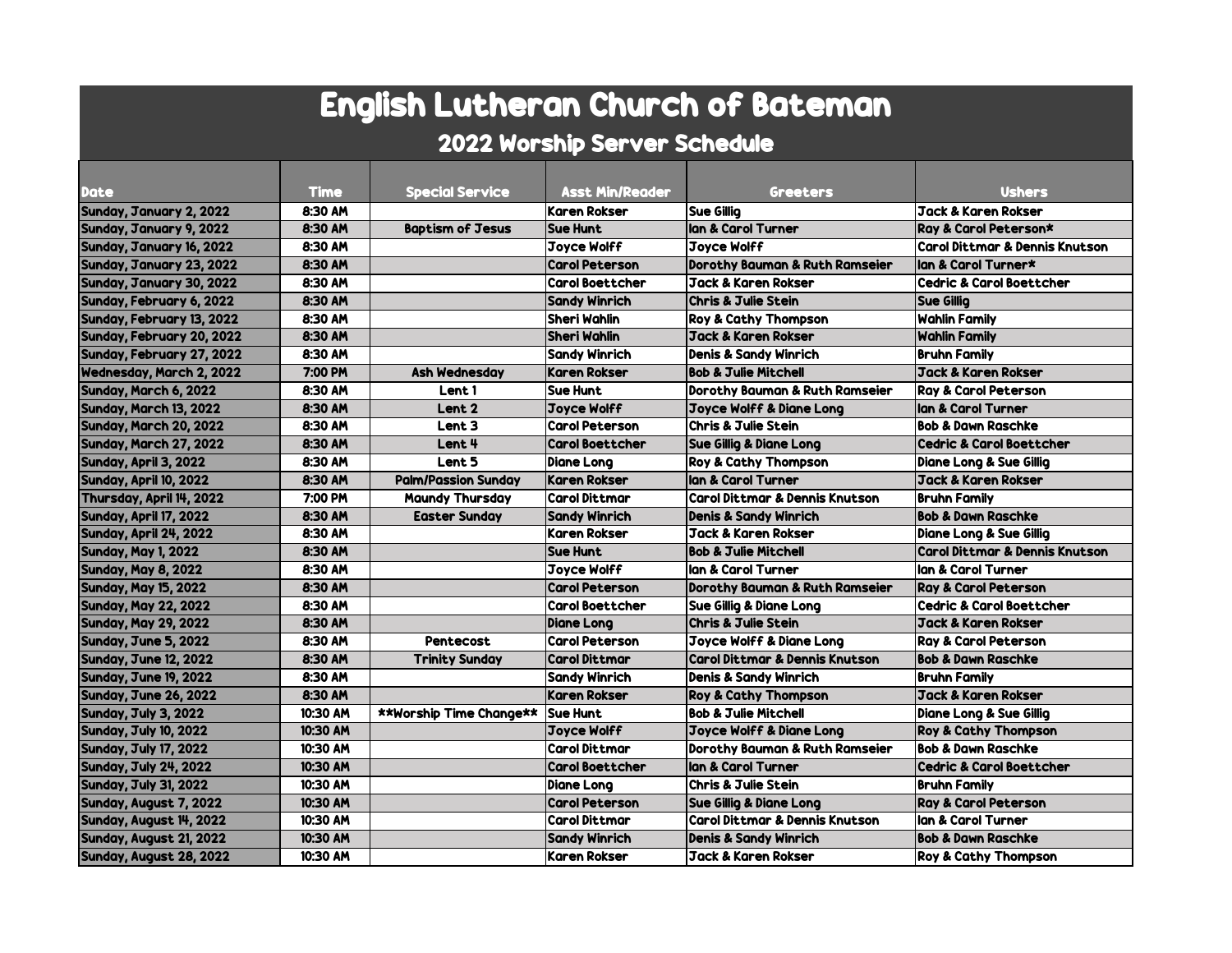# English Lutheran Church of Bateman

## 2022 Worship Server Schedule

| Date | Time | Special Service | Asst Min/Reader | Greeters | Ushers |
|---|---|---|---|---|---|
| Sunday, January 2, 2022 | 8:30 AM | | Karen Rokser | Sue Gillig | Jack & Karen Rokser |
| Sunday, January 9, 2022 | 8:30 AM | Baptism of Jesus | Sue Hunt | Ian & Carol Turner | Ray & Carol Peterson* |
| Sunday, January 16, 2022 | 8:30 AM | | Joyce Wolff | Joyce Wolff | Carol Dittmar & Dennis Knutson |
| Sunday, January 23, 2022 | 8:30 AM | | Carol Peterson | Dorothy Bauman & Ruth Ramseier | Ian & Carol Turner* |
| Sunday, January 30, 2022 | 8:30 AM | | Carol Boettcher | Jack & Karen Rokser | Cedric & Carol Boettcher |
| Sunday, February 6, 2022 | 8:30 AM | | Sandy Winrich | Chris & Julie Stein | Sue Gillig |
| Sunday, February 13, 2022 | 8:30 AM | | Sheri Wahlin | Roy & Cathy Thompson | Wahlin Family |
| Sunday, February 20, 2022 | 8:30 AM | | Sheri Wahlin | Jack & Karen Rokser | Wahlin Family |
| Sunday, February 27, 2022 | 8:30 AM | | Sandy Winrich | Denis & Sandy Winrich | Bruhn Family |
| Wednesday, March 2, 2022 | 7:00 PM | Ash Wednesday | Karen Rokser | Bob & Julie Mitchell | Jack & Karen Rokser |
| Sunday, March 6, 2022 | 8:30 AM | Lent 1 | Sue Hunt | Dorothy Bauman & Ruth Ramseier | Ray & Carol Peterson |
| Sunday, March 13, 2022 | 8:30 AM | Lent 2 | Joyce Wolff | Joyce Wolff & Diane Long | Ian & Carol Turner |
| Sunday, March 20, 2022 | 8:30 AM | Lent 3 | Carol Peterson | Chris & Julie Stein | Bob & Dawn Raschke |
| Sunday, March 27, 2022 | 8:30 AM | Lent 4 | Carol Boettcher | Sue Gillig & Diane Long | Cedric & Carol Boettcher |
| Sunday, April 3, 2022 | 8:30 AM | Lent 5 | Diane Long | Roy & Cathy Thompson | Diane Long & Sue Gillig |
| Sunday, April 10, 2022 | 8:30 AM | Palm/Passion Sunday | Karen Rokser | Ian & Carol Turner | Jack & Karen Rokser |
| Thursday, April 14, 2022 | 7:00 PM | Maundy Thursday | Carol Dittmar | Carol Dittmar & Dennis Knutson | Bruhn Family |
| Sunday, April 17, 2022 | 8:30 AM | Easter Sunday | Sandy Winrich | Denis & Sandy Winrich | Bob & Dawn Raschke |
| Sunday, April 24, 2022 | 8:30 AM | | Karen Rokser | Jack & Karen Rokser | Diane Long & Sue Gillig |
| Sunday, May 1, 2022 | 8:30 AM | | Sue Hunt | Bob & Julie Mitchell | Carol Dittmar & Dennis Knutson |
| Sunday, May 8, 2022 | 8:30 AM | | Joyce Wolff | Ian & Carol Turner | Ian & Carol Turner |
| Sunday, May 15, 2022 | 8:30 AM | | Carol Peterson | Dorothy Bauman & Ruth Ramseier | Ray & Carol Peterson |
| Sunday, May 22, 2022 | 8:30 AM | | Carol Boettcher | Sue Gillig & Diane Long | Cedric & Carol Boettcher |
| Sunday, May 29, 2022 | 8:30 AM | | Diane Long | Chris & Julie Stein | Jack & Karen Rokser |
| Sunday, June 5, 2022 | 8:30 AM | Pentecost | Carol Peterson | Joyce Wolff & Diane Long | Ray & Carol Peterson |
| Sunday, June 12, 2022 | 8:30 AM | Trinity Sunday | Carol Dittmar | Carol Dittmar & Dennis Knutson | Bob & Dawn Raschke |
| Sunday, June 19, 2022 | 8:30 AM | | Sandy Winrich | Denis & Sandy Winrich | Bruhn Family |
| Sunday, June 26, 2022 | 8:30 AM | | Karen Rokser | Roy & Cathy Thompson | Jack & Karen Rokser |
| Sunday, July 3, 2022 | 10:30 AM | **Worship Time Change** | Sue Hunt | Bob & Julie Mitchell | Diane Long & Sue Gillig |
| Sunday, July 10, 2022 | 10:30 AM | | Joyce Wolff | Joyce Wolff & Diane Long | Roy & Cathy Thompson |
| Sunday, July 17, 2022 | 10:30 AM | | Carol Dittmar | Dorothy Bauman & Ruth Ramseier | Bob & Dawn Raschke |
| Sunday, July 24, 2022 | 10:30 AM | | Carol Boettcher | Ian & Carol Turner | Cedric & Carol Boettcher |
| Sunday, July 31, 2022 | 10:30 AM | | Diane Long | Chris & Julie Stein | Bruhn Family |
| Sunday, August 7, 2022 | 10:30 AM | | Carol Peterson | Sue Gillig & Diane Long | Ray & Carol Peterson |
| Sunday, August 14, 2022 | 10:30 AM | | Carol Dittmar | Carol Dittmar & Dennis Knutson | Ian & Carol Turner |
| Sunday, August 21, 2022 | 10:30 AM | | Sandy Winrich | Denis & Sandy Winrich | Bob & Dawn Raschke |
| Sunday, August 28, 2022 | 10:30 AM | | Karen Rokser | Jack & Karen Rokser | Roy & Cathy Thompson |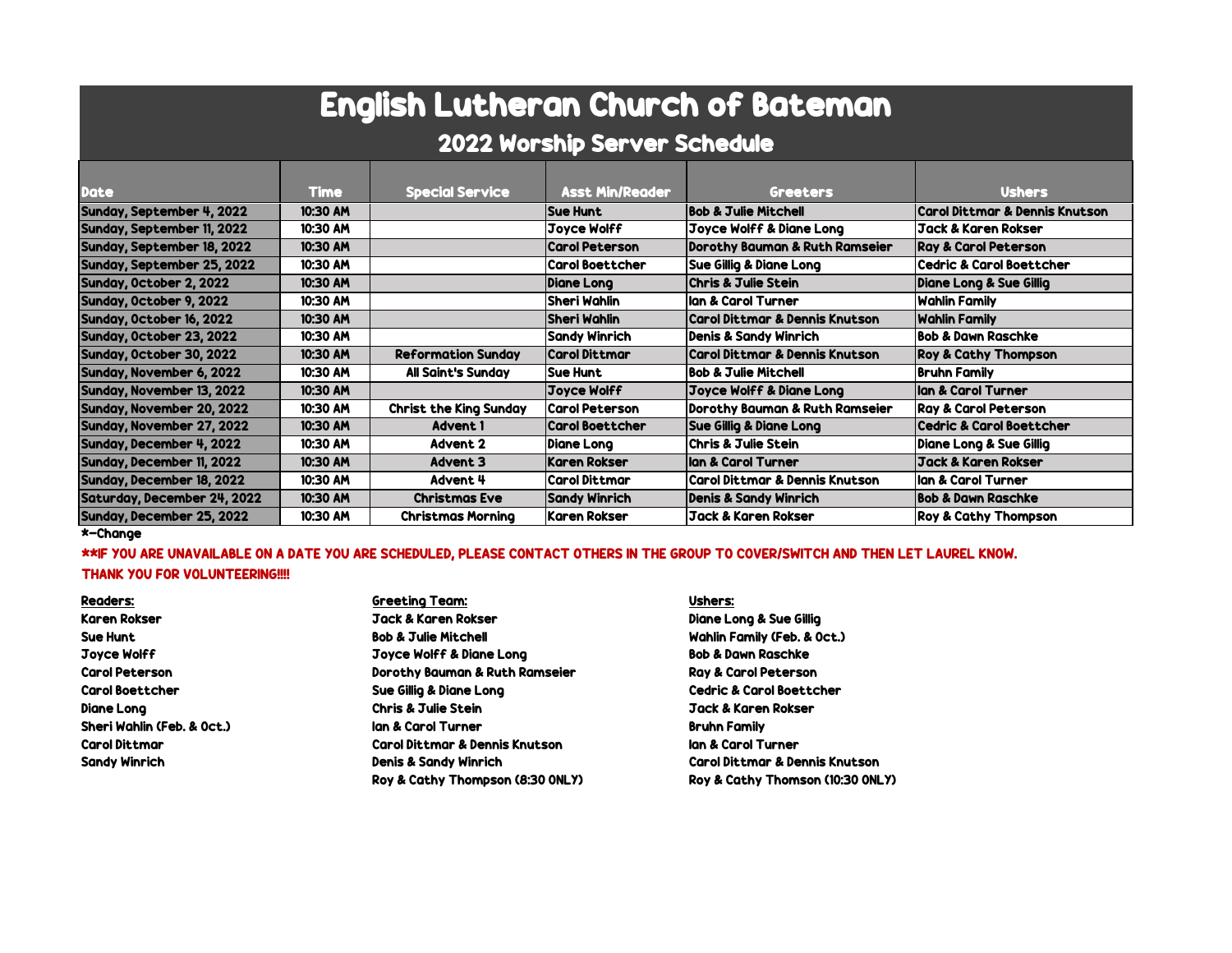# English Lutheran Church of Bateman

## 2022 Worship Server Schedule

| Date | Time | Special Service | Asst Min/Reader | Greeters | Ushers |
|---|---|---|---|---|---|
| Sunday, September 4, 2022 | 10:30 AM | | Sue Hunt | Bob & Julie Mitchell | Carol Dittmar & Dennis Knutson |
| Sunday, September 11, 2022 | 10:30 AM | | Joyce Wolff | Joyce Wolff & Diane Long | Jack & Karen Rokser |
| Sunday, September 18, 2022 | 10:30 AM | | Carol Peterson | Dorothy Bauman & Ruth Ramseier | Ray & Carol Peterson |
| Sunday, September 25, 2022 | 10:30 AM | | Carol Boettcher | Sue Gillig & Diane Long | Cedric & Carol Boettcher |
| Sunday, October 2, 2022 | 10:30 AM | | Diane Long | Chris & Julie Stein | Diane Long & Sue Gillig |
| Sunday, October 9, 2022 | 10:30 AM | | Sheri Wahlin | Ian & Carol Turner | Wahlin Family |
| Sunday, October 16, 2022 | 10:30 AM | | Sheri Wahlin | Carol Dittmar & Dennis Knutson | Wahlin Family |
| Sunday, October 23, 2022 | 10:30 AM | | Sandy Winrich | Denis & Sandy Winrich | Bob & Dawn Raschke |
| Sunday, October 30, 2022 | 10:30 AM | Reformation Sunday | Carol Dittmar | Carol Dittmar & Dennis Knutson | Roy & Cathy Thompson |
| Sunday, November 6, 2022 | 10:30 AM | All Saint's Sunday | Sue Hunt | Bob & Julie Mitchell | Bruhn Family |
| Sunday, November 13, 2022 | 10:30 AM | | Joyce Wolff | Joyce Wolff & Diane Long | Ian & Carol Turner |
| Sunday, November 20, 2022 | 10:30 AM | Christ the King Sunday | Carol Peterson | Dorothy Bauman & Ruth Ramseier | Ray & Carol Peterson |
| Sunday, November 27, 2022 | 10:30 AM | Advent 1 | Carol Boettcher | Sue Gillig & Diane Long | Cedric & Carol Boettcher |
| Sunday, December 4, 2022 | 10:30 AM | Advent 2 | Diane Long | Chris & Julie Stein | Diane Long & Sue Gillig |
| Sunday, December 11, 2022 | 10:30 AM | Advent 3 | Karen Rokser | Ian & Carol Turner | Jack & Karen Rokser |
| Sunday, December 18, 2022 | 10:30 AM | Advent 4 | Carol Dittmar | Carol Dittmar & Dennis Knutson | Ian & Carol Turner |
| Saturday, December 24, 2022 | 10:30 AM | Christmas Eve | Sandy Winrich | Denis & Sandy Winrich | Bob & Dawn Raschke |
| Sunday, December 25, 2022 | 10:30 AM | Christmas Morning | Karen Rokser | Jack & Karen Rokser | Roy & Cathy Thompson |

*-Change

**IF YOU ARE UNAVAILABLE ON A DATE YOU ARE SCHEDULED, PLEASE CONTACT OTHERS IN THE GROUP TO COVER/SWITCH AND THEN LET LAUREL KNOW. THANK YOU FOR VOLUNTEERING!!!!**

**Readers:**
Karen Rokser
Sue Hunt
Joyce Wolff
Carol Peterson
Carol Boettcher
Diane Long
Sheri Wahlin (Feb. & Oct.)
Carol Dittmar
Sandy Winrich

**Greeting Team:**
Jack & Karen Rokser
Bob & Julie Mitchell
Joyce Wolff & Diane Long
Dorothy Bauman & Ruth Ramseier
Sue Gillig & Diane Long
Chris & Julie Stein
Ian & Carol Turner
Carol Dittmar & Dennis Knutson
Denis & Sandy Winrich
Roy & Cathy Thompson (8:30 ONLY)

**Ushers:**
Diane Long & Sue Gillig
Wahlin Family (Feb. & Oct.)
Bob & Dawn Raschke
Ray & Carol Peterson
Cedric & Carol Boettcher
Jack & Karen Rokser
Bruhn Family
Ian & Carol Turner
Carol Dittmar & Dennis Knutson
Roy & Cathy Thomson (10:30 ONLY)